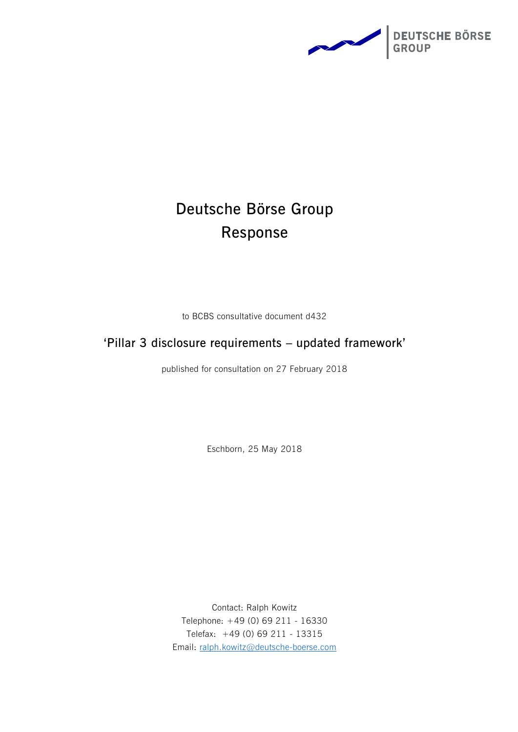DEUTSCHE BÖRSE GROUP

# Deutsche Börse Group Response

to BCBS consultative document d432

## 'Pillar 3 disclosure requirements – updated framework'

published for consultation on 27 February 2018

Eschborn, 25 May 2018

Contact: Ralph Kowitz
Telephone: +49 (0) 69 211 - 16330
Telefax: +49 (0) 69 211 - 13315
Email: ralph.kowitz@deutsche-boerse.com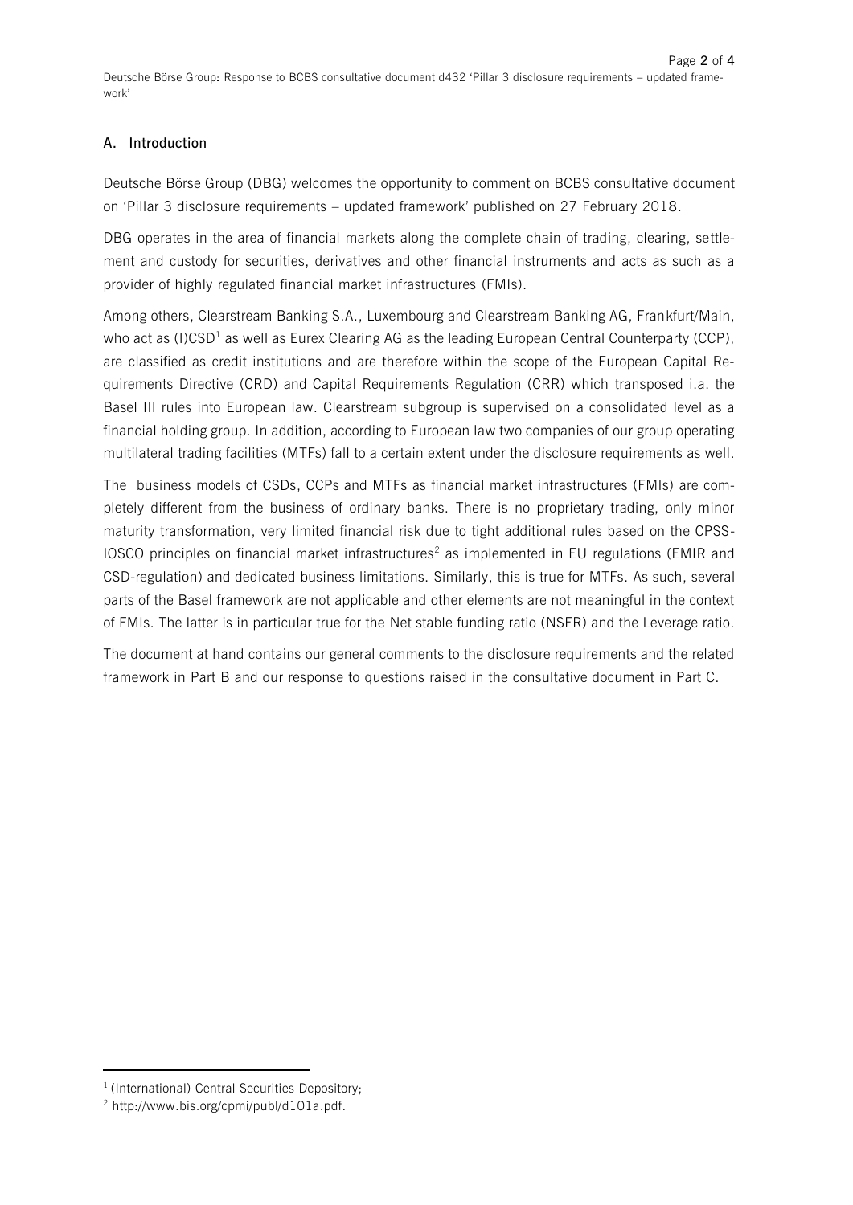## A. Introduction

Deutsche Börse Group (DBG) welcomes the opportunity to comment on BCBS consultative document on 'Pillar 3 disclosure requirements – updated framework' published on 27 February 2018.

DBG operates in the area of financial markets along the complete chain of trading, clearing, settlement and custody for securities, derivatives and other financial instruments and acts as such as a provider of highly regulated financial market infrastructures (FMIs).

Among others, Clearstream Banking S.A., Luxembourg and Clearstream Banking AG, Frankfurt/Main, who act as (I)CSD[1] as well as Eurex Clearing AG as the leading European Central Counterparty (CCP), are classified as credit institutions and are therefore within the scope of the European Capital Requirements Directive (CRD) and Capital Requirements Regulation (CRR) which transposed i.a. the Basel III rules into European law. Clearstream subgroup is supervised on a consolidated level as a financial holding group. In addition, according to European law two companies of our group operating multilateral trading facilities (MTFs) fall to a certain extent under the disclosure requirements as well.

The business models of CSDs, CCPs and MTFs as financial market infrastructures (FMIs) are completely different from the business of ordinary banks. There is no proprietary trading, only minor maturity transformation, very limited financial risk due to tight additional rules based on the CPSS-IOSCO principles on financial market infrastructures[2] as implemented in EU regulations (EMIR and CSD-regulation) and dedicated business limitations. Similarly, this is true for MTFs. As such, several parts of the Basel framework are not applicable and other elements are not meaningful in the context of FMIs. The latter is in particular true for the Net stable funding ratio (NSFR) and the Leverage ratio.

The document at hand contains our general comments to the disclosure requirements and the related framework in Part B and our response to questions raised in the consultative document in Part C.

---

[1] (International) Central Securities Depository;

[2] http://www.bis.org/cpmi/publ/d101a.pdf.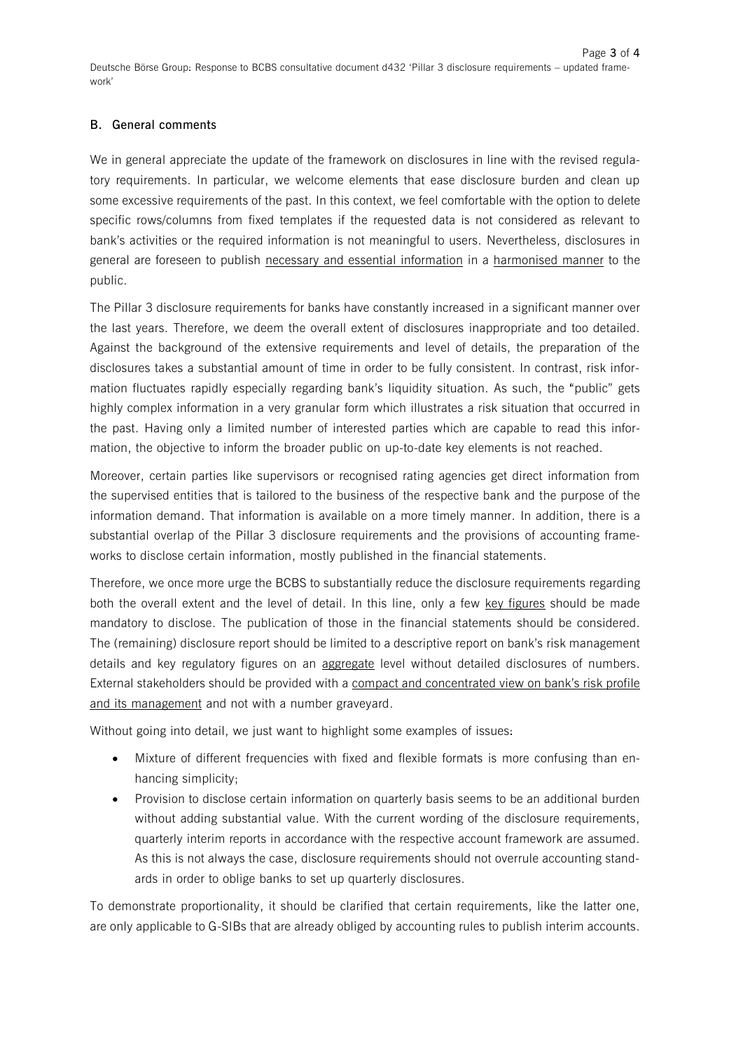## B. General comments

We in general appreciate the update of the framework on disclosures in line with the revised regulatory requirements. In particular, we welcome elements that ease disclosure burden and clean up some excessive requirements of the past. In this context, we feel comfortable with the option to delete specific rows/columns from fixed templates if the requested data is not considered as relevant to bank's activities or the required information is not meaningful to users. Nevertheless, disclosures in general are foreseen to publish <u>necessary and essential information</u> in a <u>harmonised manner</u> to the public.

The Pillar 3 disclosure requirements for banks have constantly increased in a significant manner over the last years. Therefore, we deem the overall extent of disclosures inappropriate and too detailed. Against the background of the extensive requirements and level of details, the preparation of the disclosures takes a substantial amount of time in order to be fully consistent. In contrast, risk information fluctuates rapidly especially regarding bank's liquidity situation. As such, the "public" gets highly complex information in a very granular form which illustrates a risk situation that occurred in the past. Having only a limited number of interested parties which are capable to read this information, the objective to inform the broader public on up-to-date key elements is not reached.

Moreover, certain parties like supervisors or recognised rating agencies get direct information from the supervised entities that is tailored to the business of the respective bank and the purpose of the information demand. That information is available on a more timely manner. In addition, there is a substantial overlap of the Pillar 3 disclosure requirements and the provisions of accounting frameworks to disclose certain information, mostly published in the financial statements.

Therefore, we once more urge the BCBS to substantially reduce the disclosure requirements regarding both the overall extent and the level of detail. In this line, only a few <u>key figures</u> should be made mandatory to disclose. The publication of those in the financial statements should be considered. The (remaining) disclosure report should be limited to a descriptive report on bank's risk management details and key regulatory figures on an <u>aggregate</u> level without detailed disclosures of numbers. External stakeholders should be provided with a <u>compact and concentrated view on bank's risk profile and its management</u> and not with a number graveyard.

Without going into detail, we just want to highlight some examples of issues:

- Mixture of different frequencies with fixed and flexible formats is more confusing than enhancing simplicity;
- Provision to disclose certain information on quarterly basis seems to be an additional burden without adding substantial value. With the current wording of the disclosure requirements, quarterly interim reports in accordance with the respective account framework are assumed. As this is not always the case, disclosure requirements should not overrule accounting standards in order to oblige banks to set up quarterly disclosures.

To demonstrate proportionality, it should be clarified that certain requirements, like the latter one, are only applicable to G-SIBs that are already obliged by accounting rules to publish interim accounts.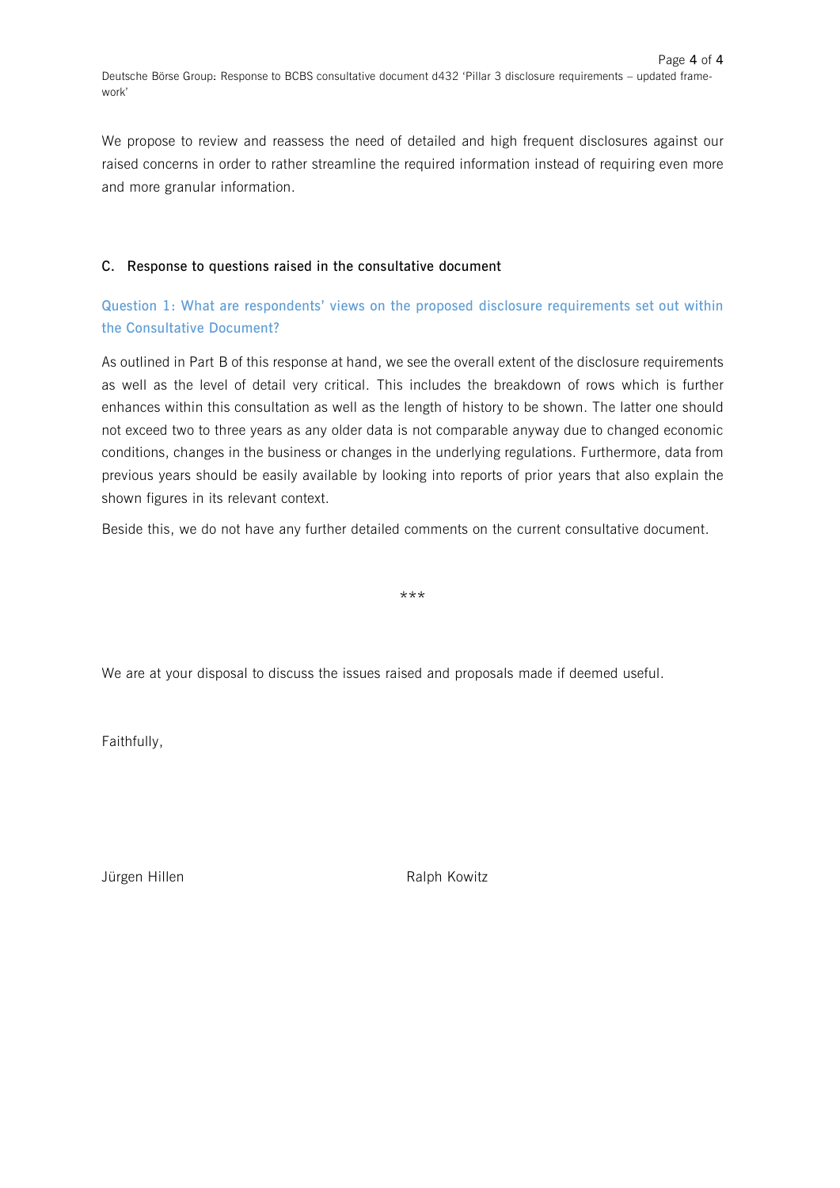We propose to review and reassess the need of detailed and high frequent disclosures against our raised concerns in order to rather streamline the required information instead of requiring even more and more granular information.

## C. Response to questions raised in the consultative document

### Question 1: What are respondents' views on the proposed disclosure requirements set out within the Consultative Document?

As outlined in Part B of this response at hand, we see the overall extent of the disclosure requirements as well as the level of detail very critical. This includes the breakdown of rows which is further enhances within this consultation as well as the length of history to be shown. The latter one should not exceed two to three years as any older data is not comparable anyway due to changed economic conditions, changes in the business or changes in the underlying regulations. Furthermore, data from previous years should be easily available by looking into reports of prior years that also explain the shown figures in its relevant context.

Beside this, we do not have any further detailed comments on the current consultative document.

***

We are at your disposal to discuss the issues raised and proposals made if deemed useful.

Faithfully,

Jürgen Hillen                                        Ralph Kowitz